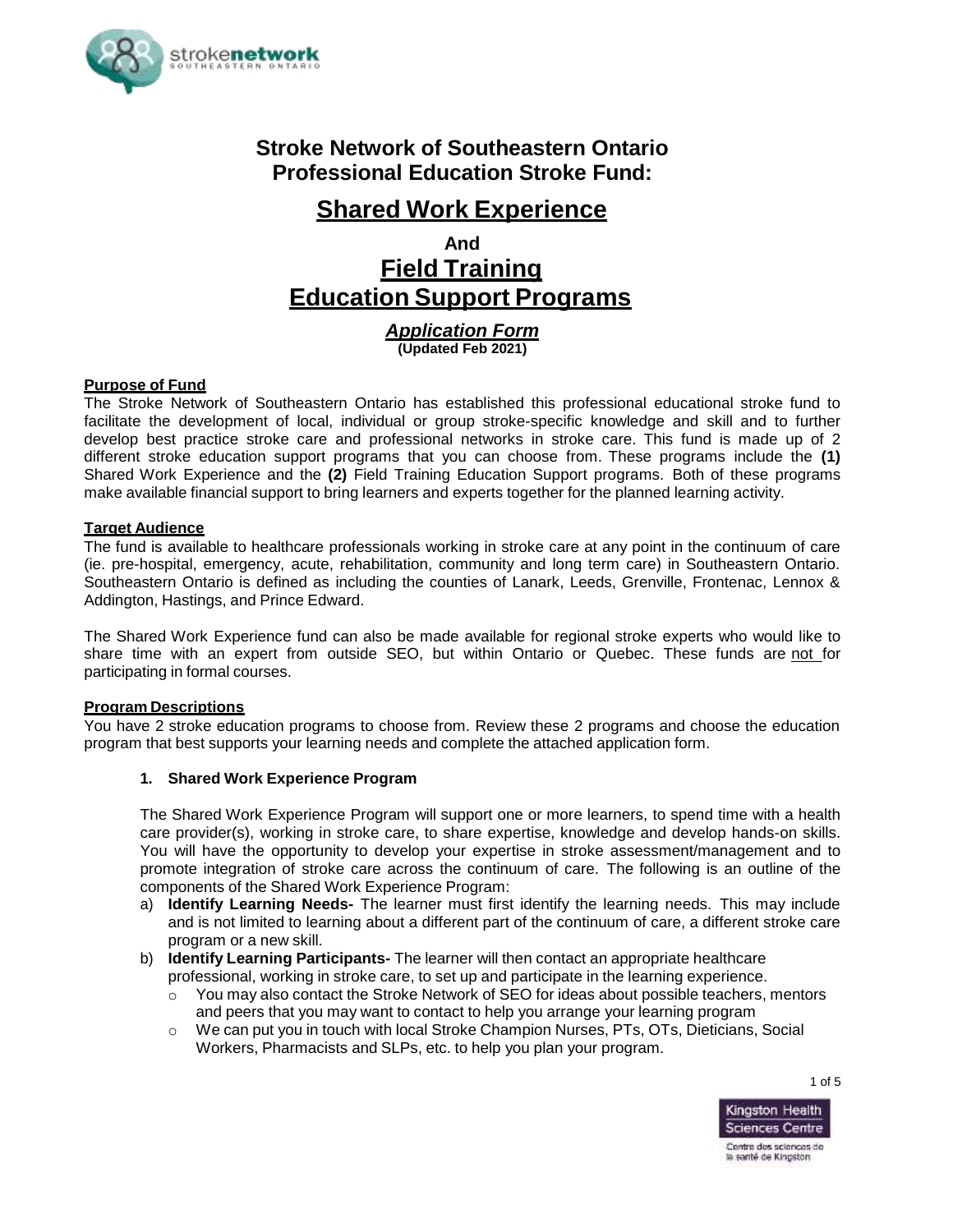# Stroke Network of Southeastern Ontario
# Professional Education Stroke Fund:

## Shared Work Experience

**And**

## Field Training
## Education Support Programs

***Application Form***
**(Updated Feb 2021)**

### Purpose of Fund

The Stroke Network of Southeastern Ontario has established this professional educational stroke fund to facilitate the development of local, individual or group stroke-specific knowledge and skill and to further develop best practice stroke care and professional networks in stroke care. This fund is made up of 2 different stroke education support programs that you can choose from. These programs include the **(1)** Shared Work Experience and the **(2)** Field Training Education Support programs. Both of these programs make available financial support to bring learners and experts together for the planned learning activity.

### Target Audience

The fund is available to healthcare professionals working in stroke care at any point in the continuum of care (ie. pre-hospital, emergency, acute, rehabilitation, community and long term care) in Southeastern Ontario. Southeastern Ontario is defined as including the counties of Lanark, Leeds, Grenville, Frontenac, Lennox & Addington, Hastings, and Prince Edward.

The Shared Work Experience fund can also be made available for regional stroke experts who would like to share time with an expert from outside SEO, but within Ontario or Quebec. These funds are not for participating in formal courses.

### Program Descriptions

You have 2 stroke education programs to choose from. Review these 2 programs and choose the education program that best supports your learning needs and complete the attached application form.

**1. Shared Work Experience Program**

The Shared Work Experience Program will support one or more learners, to spend time with a health care provider(s), working in stroke care, to share expertise, knowledge and develop hands-on skills. You will have the opportunity to develop your expertise in stroke assessment/management and to promote integration of stroke care across the continuum of care. The following is an outline of the components of the Shared Work Experience Program:

a) **Identify Learning Needs-** The learner must first identify the learning needs. This may include and is not limited to learning about a different part of the continuum of care, a different stroke care program or a new skill.

b) **Identify Learning Participants-** The learner will then contact an appropriate healthcare professional, working in stroke care, to set up and participate in the learning experience.
   - You may also contact the Stroke Network of SEO for ideas about possible teachers, mentors and peers that you may want to contact to help you arrange your learning program
   - We can put you in touch with local Stroke Champion Nurses, PTs, OTs, Dieticians, Social Workers, Pharmacists and SLPs, etc. to help you plan your program.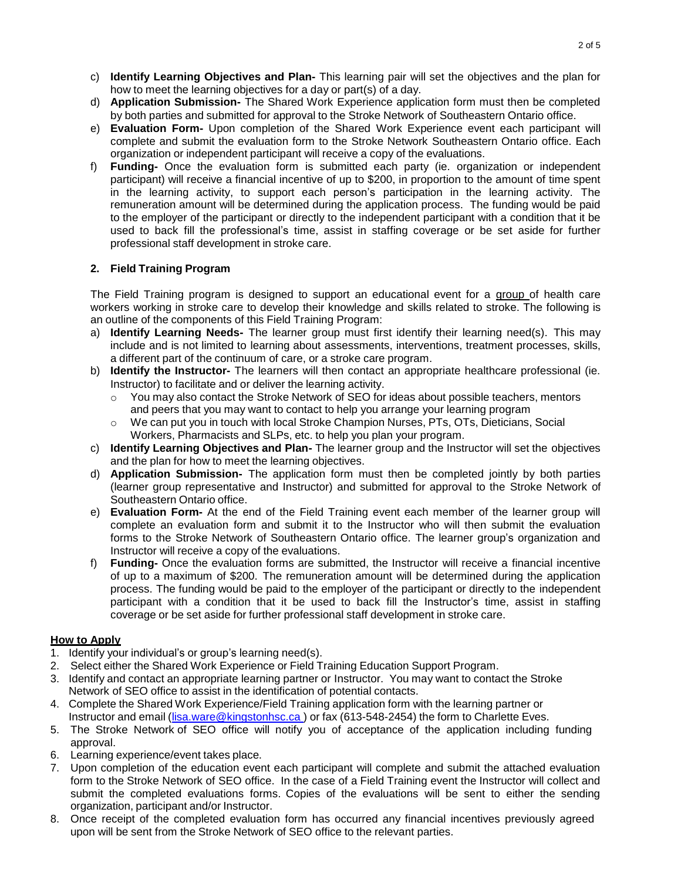c) **Identify Learning Objectives and Plan-** This learning pair will set the objectives and the plan for how to meet the learning objectives for a day or part(s) of a day.
d) **Application Submission-** The Shared Work Experience application form must then be completed by both parties and submitted for approval to the Stroke Network of Southeastern Ontario office.
e) **Evaluation Form-** Upon completion of the Shared Work Experience event each participant will complete and submit the evaluation form to the Stroke Network Southeastern Ontario office. Each organization or independent participant will receive a copy of the evaluations.
f) **Funding-** Once the evaluation form is submitted each party (ie. organization or independent participant) will receive a financial incentive of up to $200, in proportion to the amount of time spent in the learning activity, to support each person's participation in the learning activity. The remuneration amount will be determined during the application process. The funding would be paid to the employer of the participant or directly to the independent participant with a condition that it be used to back fill the professional's time, assist in staffing coverage or be set aside for further professional staff development in stroke care.

## 2. Field Training Program

The Field Training program is designed to support an educational event for a group of health care workers working in stroke care to develop their knowledge and skills related to stroke. The following is an outline of the components of this Field Training Program:

a) **Identify Learning Needs-** The learner group must first identify their learning need(s). This may include and is not limited to learning about assessments, interventions, treatment processes, skills, a different part of the continuum of care, or a stroke care program.
b) **Identify the Instructor-** The learners will then contact an appropriate healthcare professional (ie. Instructor) to facilitate and or deliver the learning activity.
   - You may also contact the Stroke Network of SEO for ideas about possible teachers, mentors and peers that you may want to contact to help you arrange your learning program
   - We can put you in touch with local Stroke Champion Nurses, PTs, OTs, Dieticians, Social Workers, Pharmacists and SLPs, etc. to help you plan your program.
c) **Identify Learning Objectives and Plan-** The learner group and the Instructor will set the objectives and the plan for how to meet the learning objectives.
d) **Application Submission-** The application form must then be completed jointly by both parties (learner group representative and Instructor) and submitted for approval to the Stroke Network of Southeastern Ontario office.
e) **Evaluation Form-** At the end of the Field Training event each member of the learner group will complete an evaluation form and submit it to the Instructor who will then submit the evaluation forms to the Stroke Network of Southeastern Ontario office. The learner group's organization and Instructor will receive a copy of the evaluations.
f) **Funding-** Once the evaluation forms are submitted, the Instructor will receive a financial incentive of up to a maximum of $200. The remuneration amount will be determined during the application process. The funding would be paid to the employer of the participant or directly to the independent participant with a condition that it be used to back fill the Instructor's time, assist in staffing coverage or be set aside for further professional staff development in stroke care.

### How to Apply

1. Identify your individual's or group's learning need(s).
2. Select either the Shared Work Experience or Field Training Education Support Program.
3. Identify and contact an appropriate learning partner or Instructor. You may want to contact the Stroke Network of SEO office to assist in the identification of potential contacts.
4. Complete the Shared Work Experience/Field Training application form with the learning partner or Instructor and email (lisa.ware@kingstonhsc.ca ) or fax (613-548-2454) the form to Charlette Eves.
5. The Stroke Network of SEO office will notify you of acceptance of the application including funding approval.
6. Learning experience/event takes place.
7. Upon completion of the education event each participant will complete and submit the attached evaluation form to the Stroke Network of SEO office. In the case of a Field Training event the Instructor will collect and submit the completed evaluations forms. Copies of the evaluations will be sent to either the sending organization, participant and/or Instructor.
8. Once receipt of the completed evaluation form has occurred any financial incentives previously agreed upon will be sent from the Stroke Network of SEO office to the relevant parties.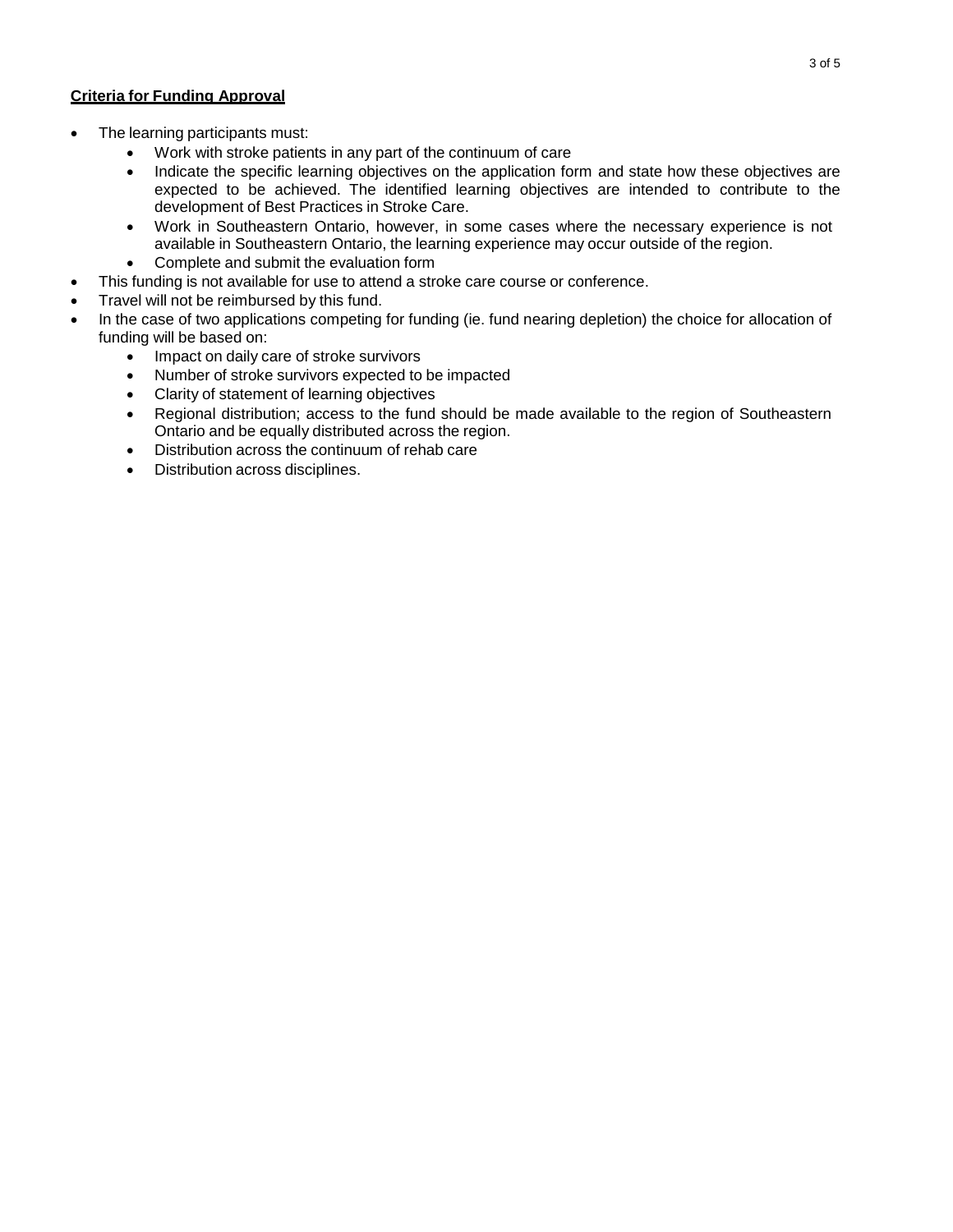**Criteria for Funding Approval**

- The learning participants must:
  - Work with stroke patients in any part of the continuum of care
  - Indicate the specific learning objectives on the application form and state how these objectives are expected to be achieved. The identified learning objectives are intended to contribute to the development of Best Practices in Stroke Care.
  - Work in Southeastern Ontario, however, in some cases where the necessary experience is not available in Southeastern Ontario, the learning experience may occur outside of the region.
  - Complete and submit the evaluation form
- This funding is not available for use to attend a stroke care course or conference.
- Travel will not be reimbursed by this fund.
- In the case of two applications competing for funding (ie. fund nearing depletion) the choice for allocation of funding will be based on:
  - Impact on daily care of stroke survivors
  - Number of stroke survivors expected to be impacted
  - Clarity of statement of learning objectives
  - Regional distribution; access to the fund should be made available to the region of Southeastern Ontario and be equally distributed across the region.
  - Distribution across the continuum of rehab care
  - Distribution across disciplines.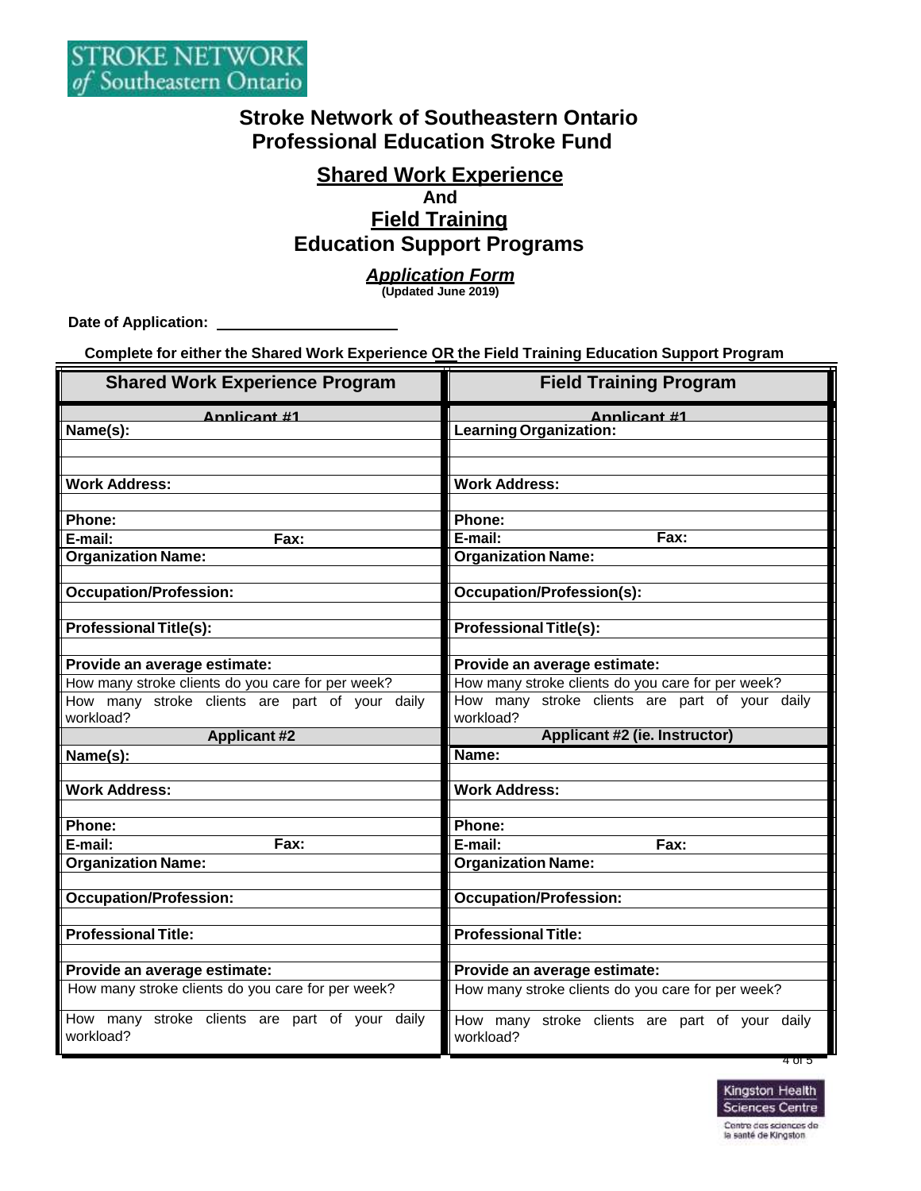STROKE NETWORK of Southeastern Ontario

# Stroke Network of Southeastern Ontario
# Professional Education Stroke Fund

## Shared Work Experience
**And**
## Field Training
## Education Support Programs

***Application Form***
**(Updated June 2019)**

**Date of Application:** ______________________

**Complete for either the Shared Work Experience OR the Field Training Education Support Program**

| Shared Work Experience Program | Field Training Program |
|---|---|
| **Applicant #1** | **Applicant #1** |
| **Name(s):** | **Learning Organization:** |
| | |
| **Work Address:** | **Work Address:** |
| | |
| **Phone:** | **Phone:** |
| **E-mail:** **Fax:** | **E-mail:** **Fax:** |
| **Organization Name:** | **Organization Name:** |
| | |
| **Occupation/Profession:** | **Occupation/Profession(s):** |
| | |
| **Professional Title(s):** | **Professional Title(s):** |
| | |
| **Provide an average estimate:** | **Provide an average estimate:** |
| How many stroke clients do you care for per week? | How many stroke clients do you care for per week? |
| How many stroke clients are part of your daily workload? | How many stroke clients are part of your daily workload? |
| **Applicant #2** | **Applicant #2 (ie. Instructor)** |
| **Name(s):** | **Name:** |
| | |
| **Work Address:** | **Work Address:** |
| | |
| **Phone:** | **Phone:** |
| **E-mail:** **Fax:** | **E-mail:** **Fax:** |
| **Organization Name:** | **Organization Name:** |
| | |
| **Occupation/Profession:** | **Occupation/Profession:** |
| | |
| **Professional Title:** | **Professional Title:** |
| | |
| **Provide an average estimate:** | **Provide an average estimate:** |
| How many stroke clients do you care for per week? | How many stroke clients do you care for per week? |
| How many stroke clients are part of your daily workload? | How many stroke clients are part of your daily workload? |

Kingston Health Sciences Centre
Centre des sciences de la santé de Kingston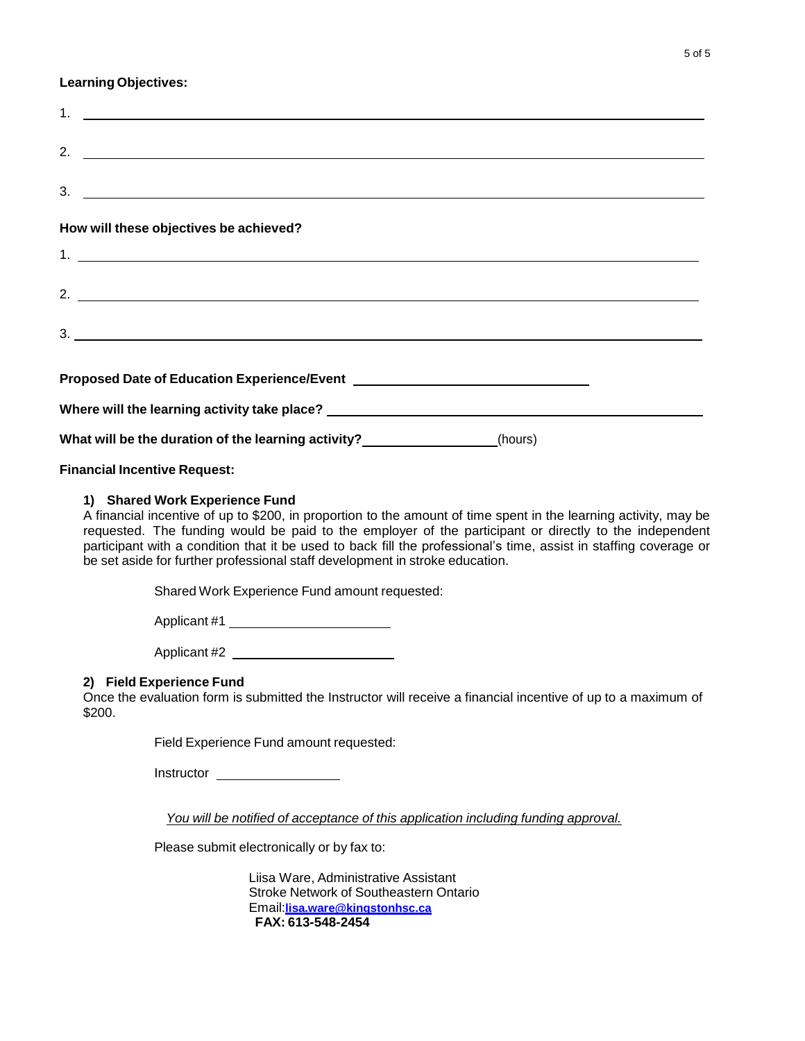**Learning Objectives:**

1. \_\_\_\_\_\_\_\_\_\_\_\_\_\_\_\_\_\_\_\_\_\_\_\_\_\_\_\_\_\_\_\_\_\_\_\_\_\_\_\_

2. \_\_\_\_\_\_\_\_\_\_\_\_\_\_\_\_\_\_\_\_\_\_\_\_\_\_\_\_\_\_\_\_\_\_\_\_\_\_\_\_

3. \_\_\_\_\_\_\_\_\_\_\_\_\_\_\_\_\_\_\_\_\_\_\_\_\_\_\_\_\_\_\_\_\_\_\_\_\_\_\_\_

**How will these objectives be achieved?**

1. \_\_\_\_\_\_\_\_\_\_\_\_\_\_\_\_\_\_\_\_\_\_\_\_\_\_\_\_\_\_\_\_\_\_\_\_\_\_\_\_

2. \_\_\_\_\_\_\_\_\_\_\_\_\_\_\_\_\_\_\_\_\_\_\_\_\_\_\_\_\_\_\_\_\_\_\_\_\_\_\_\_

3. \_\_\_\_\_\_\_\_\_\_\_\_\_\_\_\_\_\_\_\_\_\_\_\_\_\_\_\_\_\_\_\_\_\_\_\_\_\_\_\_

**Proposed Date of Education Experience/Event** \_\_\_\_\_\_\_\_\_\_\_\_\_\_\_\_\_\_\_\_\_\_\_\_

**Where will the learning activity take place?** \_\_\_\_\_\_\_\_\_\_\_\_\_\_\_\_\_\_\_\_\_\_\_\_

**What will be the duration of the learning activity?** \_\_\_\_\_\_\_\_\_\_\_\_(hours)

**Financial Incentive Request:**

**1) Shared Work Experience Fund**

A financial incentive of up to $200, in proportion to the amount of time spent in the learning activity, may be requested. The funding would be paid to the employer of the participant or directly to the independent participant with a condition that it be used to back fill the professional's time, assist in staffing coverage or be set aside for further professional staff development in stroke education.

Shared Work Experience Fund amount requested:

Applicant #1 \_\_\_\_\_\_\_\_\_\_\_\_\_\_\_\_\_\_

Applicant #2 \_\_\_\_\_\_\_\_\_\_\_\_\_\_\_\_\_\_

**2) Field Experience Fund**

Once the evaluation form is submitted the Instructor will receive a financial incentive of up to a maximum of $200.

Field Experience Fund amount requested:

Instructor \_\_\_\_\_\_\_\_\_\_\_\_\_\_

*You will be notified of acceptance of this application including funding approval.*

Please submit electronically or by fax to:

Liisa Ware, Administrative Assistant
Stroke Network of Southeastern Ontario
Email: **lisa.ware@kingstonhsc.ca**
**FAX: 613-548-2454**